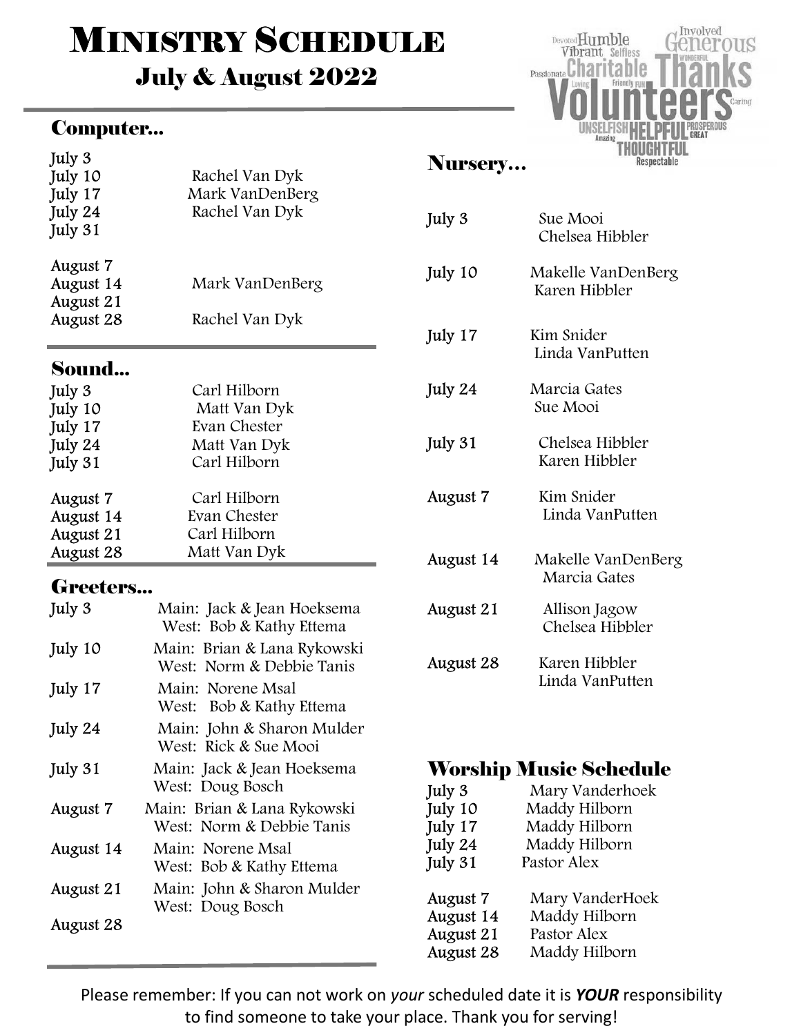# Ministry Schedule

## July & August 2022

### Computer...

| Date | Volunteer |
|---|---|
| July 3 | |
| July 10 | Rachel Van Dyk |
| July 17 | Mark VanDenBerg |
| July 24 | Rachel Van Dyk |
| July 31 | |
| August 7 | |
| August 14 | Mark VanDenBerg |
| August 21 | |
| August 28 | Rachel Van Dyk |

### Sound...

| Date | Volunteer |
|---|---|
| July 3 | Carl Hilborn |
| July 10 | Matt Van Dyk |
| July 17 | Evan Chester |
| July 24 | Matt Van Dyk |
| July 31 | Carl Hilborn |
| August 7 | Carl Hilborn |
| August 14 | Evan Chester |
| August 21 | Carl Hilborn |
| August 28 | Matt Van Dyk |

### Greeters...

| Date | Volunteers |
|---|---|
| July 3 | Main: Jack & Jean Hoeksema<br>West: Bob & Kathy Ettema |
| July 10 | Main: Brian & Lana Rykowski<br>West: Norm & Debbie Tanis |
| July 17 | Main: Norene Msal<br>West: Bob & Kathy Ettema |
| July 24 | Main: John & Sharon Mulder<br>West: Rick & Sue Mooi |
| July 31 | Main: Jack & Jean Hoeksema<br>West: Doug Bosch |
| August 7 | Main: Brian & Lana Rykowski<br>West: Norm & Debbie Tanis |
| August 14 | Main: Norene Msal<br>West: Bob & Kathy Ettema |
| August 21 | Main: John & Sharon Mulder<br>West: Doug Bosch |
| August 28 | |

### Nursery...

| Date | Volunteers |
|---|---|
| July 3 | Sue Mooi<br>Chelsea Hibbler |
| July 10 | Makelle VanDenBerg<br>Karen Hibbler |
| July 17 | Kim Snider<br>Linda VanPutten |
| July 24 | Marcia Gates<br>Sue Mooi |
| July 31 | Chelsea Hibbler<br>Karen Hibbler |
| August 7 | Kim Snider<br>Linda VanPutten |
| August 14 | Makelle VanDenBerg<br>Marcia Gates |
| August 21 | Allison Jagow<br>Chelsea Hibbler |
| August 28 | Karen Hibbler<br>Linda VanPutten |

### Worship Music Schedule

| Date | Volunteer |
|---|---|
| July 3 | Mary Vanderhoek |
| July 10 | Maddy Hilborn |
| July 17 | Maddy Hilborn |
| July 24 | Maddy Hilborn |
| July 31 | Pastor Alex |
| August 7 | Mary VanderHoek |
| August 14 | Maddy Hilborn |
| August 21 | Pastor Alex |
| August 28 | Maddy Hilborn |

Please remember: If you can not work on *your* scheduled date it is ***YOUR*** responsibility to find someone to take your place. Thank you for serving!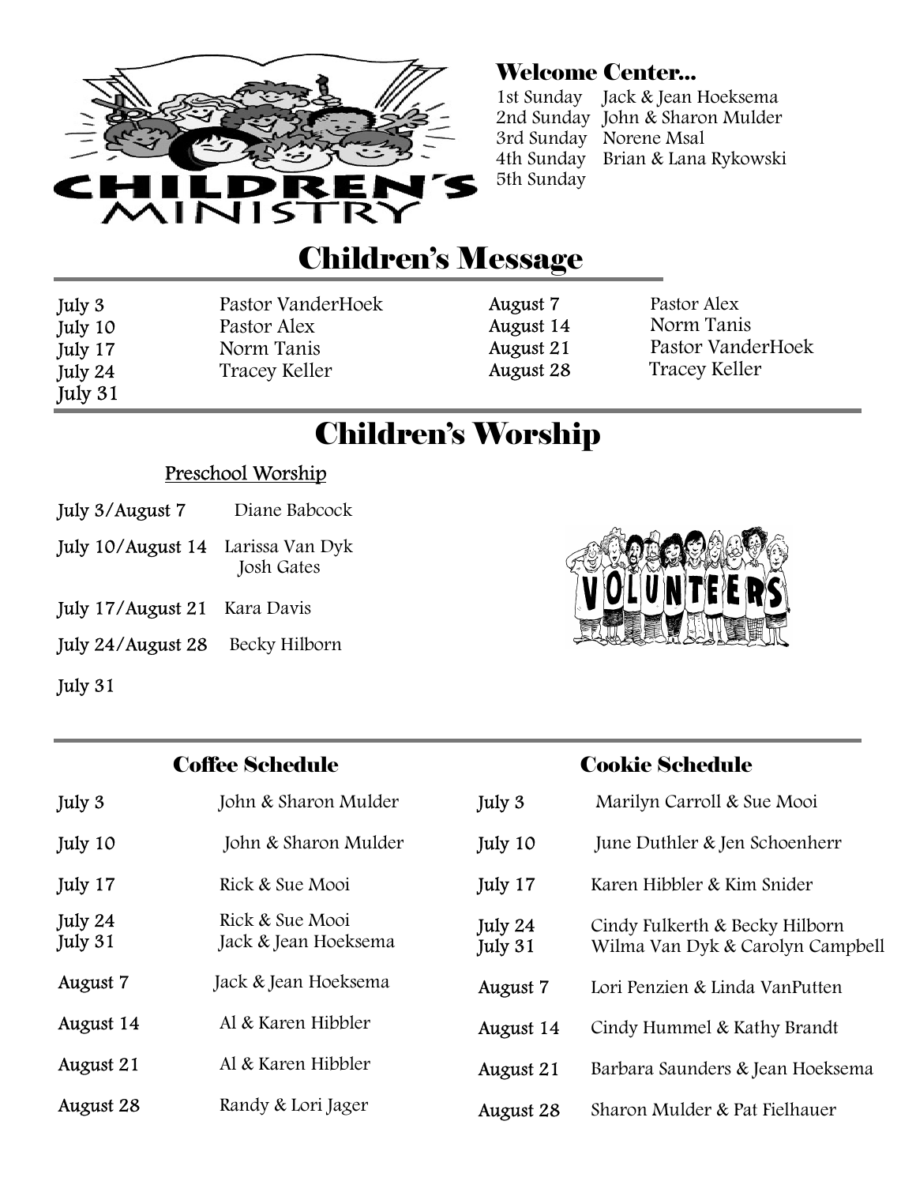## Welcome Center...

| | |
|---|---|
| 1st Sunday | Jack & Jean Hoeksema |
| 2nd Sunday | John & Sharon Mulder |
| 3rd Sunday | Norene Msal |
| 4th Sunday | Brian & Lana Rykowski |
| 5th Sunday | |

# Children's Message

| | | | |
|---|---|---|---|
| July 3 | Pastor VanderHoek | August 7 | Pastor Alex |
| July 10 | Pastor Alex | August 14 | Norm Tanis |
| July 17 | Norm Tanis | August 21 | Pastor VanderHoek |
| July 24 | Tracey Keller | August 28 | Tracey Keller |
| July 31 | | | |

# Children's Worship

### Preschool Worship

| | |
|---|---|
| July 3/August 7 | Diane Babcock |
| July 10/August 14 | Larissa Van Dyk<br>Josh Gates |
| July 17/August 21 | Kara Davis |
| July 24/August 28 | Becky Hilborn |
| July 31 | |

## Coffee Schedule

| | |
|---|---|
| July 3 | John & Sharon Mulder |
| July 10 | John & Sharon Mulder |
| July 17 | Rick & Sue Mooi |
| July 24 | Rick & Sue Mooi |
| July 31 | Jack & Jean Hoeksema |
| August 7 | Jack & Jean Hoeksema |
| August 14 | Al & Karen Hibbler |
| August 21 | Al & Karen Hibbler |
| August 28 | Randy & Lori Jager |

## Cookie Schedule

| | |
|---|---|
| July 3 | Marilyn Carroll & Sue Mooi |
| July 10 | June Duthler & Jen Schoenherr |
| July 17 | Karen Hibbler & Kim Snider |
| July 24 | Cindy Fulkerth & Becky Hilborn |
| July 31 | Wilma Van Dyk & Carolyn Campbell |
| August 7 | Lori Penzien & Linda VanPutten |
| August 14 | Cindy Hummel & Kathy Brandt |
| August 21 | Barbara Saunders & Jean Hoeksema |
| August 28 | Sharon Mulder & Pat Fielhauer |